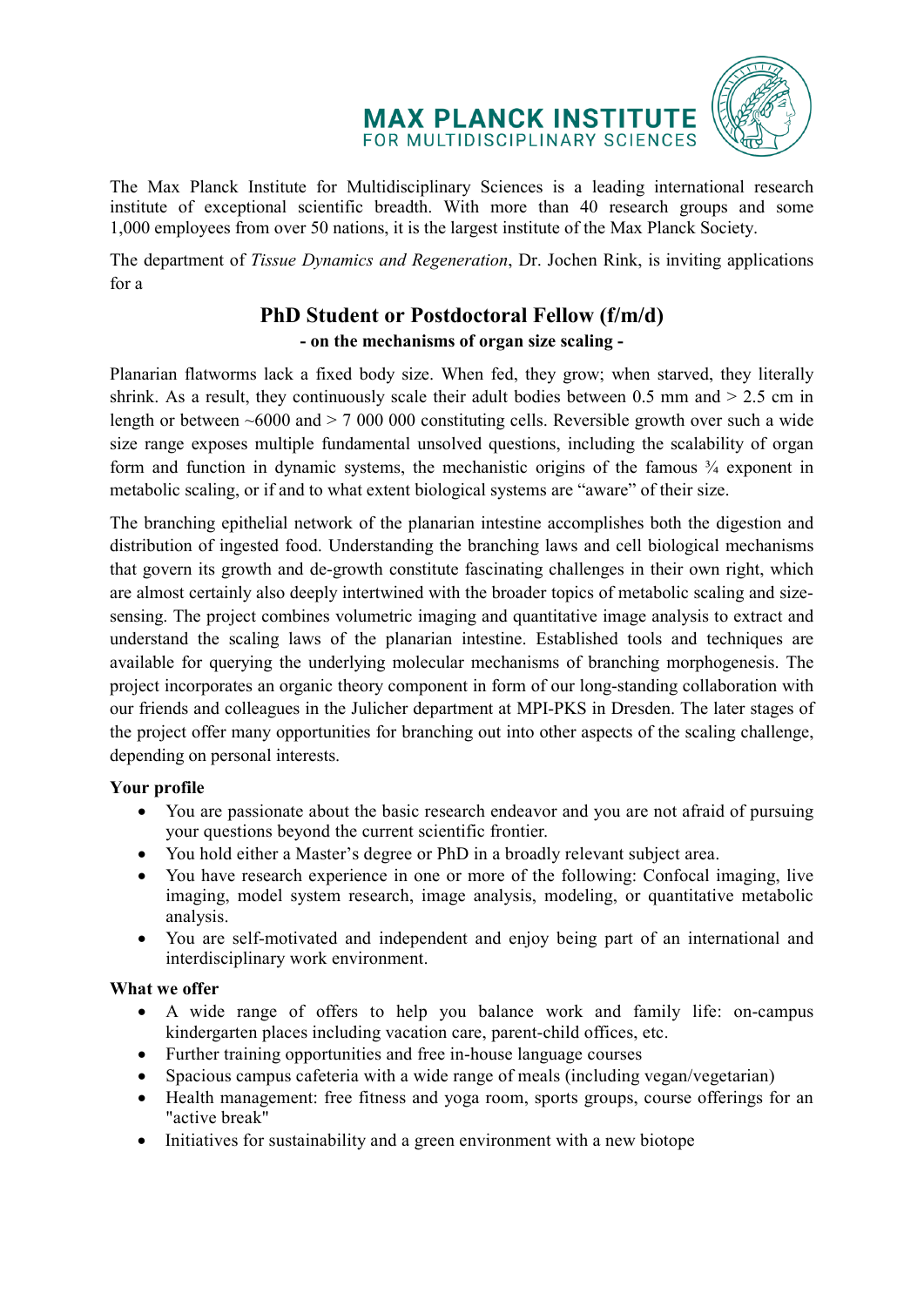# MAX PLANCK INSTITUTE
FOR MULTIDISCIPLINARY SCIENCES

The Max Planck Institute for Multidisciplinary Sciences is a leading international research institute of exceptional scientific breadth. With more than 40 research groups and some 1,000 employees from over 50 nations, it is the largest institute of the Max Planck Society.

The department of *Tissue Dynamics and Regeneration*, Dr. Jochen Rink, is inviting applications for a

## PhD Student or Postdoctoral Fellow (f/m/d)

**- on the mechanisms of organ size scaling -**

Planarian flatworms lack a fixed body size. When fed, they grow; when starved, they literally shrink. As a result, they continuously scale their adult bodies between 0.5 mm and > 2.5 cm in length or between ~6000 and > 7 000 000 constituting cells. Reversible growth over such a wide size range exposes multiple fundamental unsolved questions, including the scalability of organ form and function in dynamic systems, the mechanistic origins of the famous ¾ exponent in metabolic scaling, or if and to what extent biological systems are "aware" of their size.

The branching epithelial network of the planarian intestine accomplishes both the digestion and distribution of ingested food. Understanding the branching laws and cell biological mechanisms that govern its growth and de-growth constitute fascinating challenges in their own right, which are almost certainly also deeply intertwined with the broader topics of metabolic scaling and size-sensing. The project combines volumetric imaging and quantitative image analysis to extract and understand the scaling laws of the planarian intestine. Established tools and techniques are available for querying the underlying molecular mechanisms of branching morphogenesis. The project incorporates an organic theory component in form of our long-standing collaboration with our friends and colleagues in the Julicher department at MPI-PKS in Dresden. The later stages of the project offer many opportunities for branching out into other aspects of the scaling challenge, depending on personal interests.

**Your profile**

- You are passionate about the basic research endeavor and you are not afraid of pursuing your questions beyond the current scientific frontier.
- You hold either a Master's degree or PhD in a broadly relevant subject area.
- You have research experience in one or more of the following: Confocal imaging, live imaging, model system research, image analysis, modeling, or quantitative metabolic analysis.
- You are self-motivated and independent and enjoy being part of an international and interdisciplinary work environment.

**What we offer**

- A wide range of offers to help you balance work and family life: on-campus kindergarten places including vacation care, parent-child offices, etc.
- Further training opportunities and free in-house language courses
- Spacious campus cafeteria with a wide range of meals (including vegan/vegetarian)
- Health management: free fitness and yoga room, sports groups, course offerings for an "active break"
- Initiatives for sustainability and a green environment with a new biotope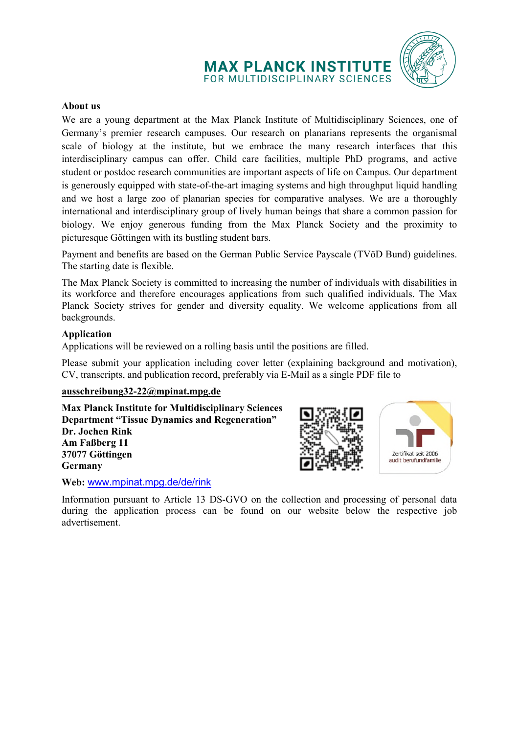**About us**

We are a young department at the Max Planck Institute of Multidisciplinary Sciences, one of Germany's premier research campuses. Our research on planarians represents the organismal scale of biology at the institute, but we embrace the many research interfaces that this interdisciplinary campus can offer. Child care facilities, multiple PhD programs, and active student or postdoc research communities are important aspects of life on Campus. Our department is generously equipped with state-of-the-art imaging systems and high throughput liquid handling and we host a large zoo of planarian species for comparative analyses. We are a thoroughly international and interdisciplinary group of lively human beings that share a common passion for biology. We enjoy generous funding from the Max Planck Society and the proximity to picturesque Göttingen with its bustling student bars.

Payment and benefits are based on the German Public Service Payscale (TVöD Bund) guidelines. The starting date is flexible.

The Max Planck Society is committed to increasing the number of individuals with disabilities in its workforce and therefore encourages applications from such qualified individuals. The Max Planck Society strives for gender and diversity equality. We welcome applications from all backgrounds.

**Application**

Applications will be reviewed on a rolling basis until the positions are filled.

Please submit your application including cover letter (explaining background and motivation), CV, transcripts, and publication record, preferably via E-Mail as a single PDF file to

**ausschreibung32-22@mpinat.mpg.de**

**Max Planck Institute for Multidisciplinary Sciences**
**Department "Tissue Dynamics and Regeneration"**
**Dr. Jochen Rink**
**Am Faßberg 11**
**37077 Göttingen**
**Germany**

Zertifikat seit 2006
audit berufundfamilie

**Web:** www.mpinat.mpg.de/de/rink

Information pursuant to Article 13 DS-GVO on the collection and processing of personal data during the application process can be found on our website below the respective job advertisement.